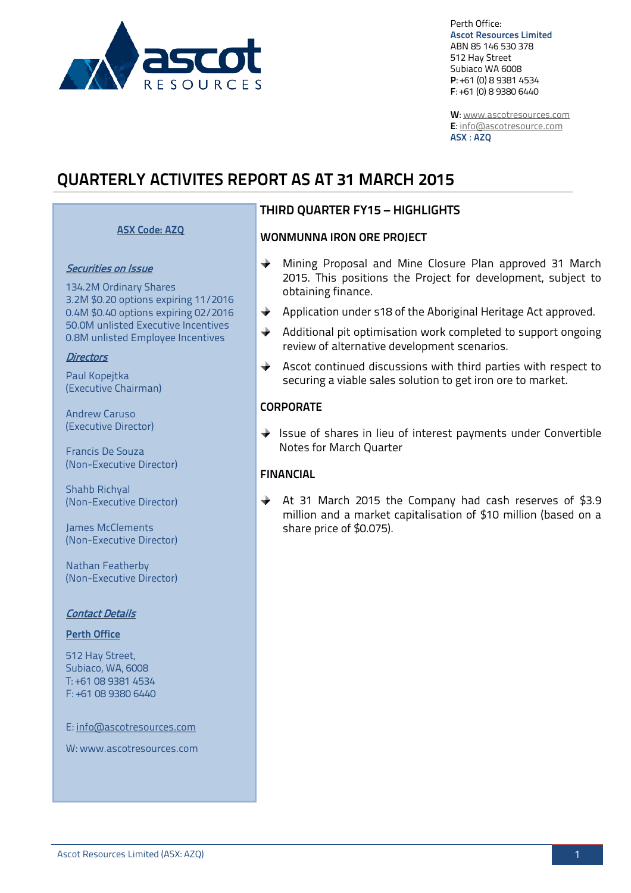Perth Office:
**Ascot Resources Limited**
ABN 85 146 530 378
512 Hay Street
Subiaco WA 6008
**P**: +61 (0) 8 9381 4534
**F**: +61 (0) 8 9380 6440

**W**: www.ascotresources.com
**E**: info@ascotresource.com
**ASX : AZQ**

# QUARTERLY ACTIVITES REPORT AS AT 31 MARCH 2015

**ASX Code: AZQ**

***Securities on Issue***

134.2M Ordinary Shares
3.2M $0.20 options expiring 11/2016
0.4M $0.40 options expiring 02/2016
50.0M unlisted Executive Incentives
0.8M unlisted Employee Incentives

***Directors***

Paul Kopejtka
(Executive Chairman)

Andrew Caruso
(Executive Director)

Francis De Souza
(Non-Executive Director)

Shahb Richyal
(Non-Executive Director)

James McClements
(Non-Executive Director)

Nathan Featherby
(Non-Executive Director)

***Contact Details***

**Perth Office**

512 Hay Street,
Subiaco, WA, 6008
T: +61 08 9381 4534
F: +61 08 9380 6440

E: info@ascotresources.com

W: www.ascotresources.com

## THIRD QUARTER FY15 – HIGHLIGHTS

### WONMUNNA IRON ORE PROJECT

- Mining Proposal and Mine Closure Plan approved 31 March 2015. This positions the Project for development, subject to obtaining finance.
- Application under s18 of the Aboriginal Heritage Act approved.
- Additional pit optimisation work completed to support ongoing review of alternative development scenarios.
- Ascot continued discussions with third parties with respect to securing a viable sales solution to get iron ore to market.

### CORPORATE

- Issue of shares in lieu of interest payments under Convertible Notes for March Quarter

### FINANCIAL

- At 31 March 2015 the Company had cash reserves of $3.9 million and a market capitalisation of $10 million (based on a share price of $0.075).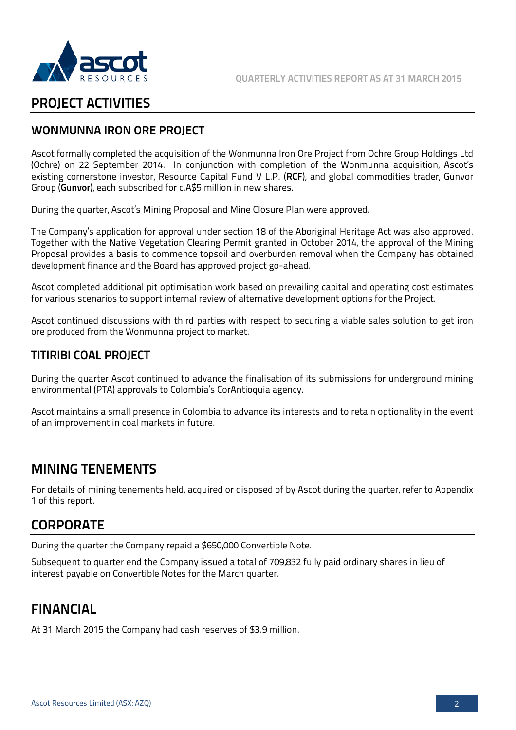# PROJECT ACTIVITIES

## WONMUNNA IRON ORE PROJECT

Ascot formally completed the acquisition of the Wonmunna Iron Ore Project from Ochre Group Holdings Ltd (Ochre) on 22 September 2014. In conjunction with completion of the Wonmunna acquisition, Ascot's existing cornerstone investor, Resource Capital Fund V L.P. (**RCF**), and global commodities trader, Gunvor Group (**Gunvor**), each subscribed for c.A$5 million in new shares.

During the quarter, Ascot's Mining Proposal and Mine Closure Plan were approved.

The Company's application for approval under section 18 of the Aboriginal Heritage Act was also approved. Together with the Native Vegetation Clearing Permit granted in October 2014, the approval of the Mining Proposal provides a basis to commence topsoil and overburden removal when the Company has obtained development finance and the Board has approved project go-ahead.

Ascot completed additional pit optimisation work based on prevailing capital and operating cost estimates for various scenarios to support internal review of alternative development options for the Project.

Ascot continued discussions with third parties with respect to securing a viable sales solution to get iron ore produced from the Wonmunna project to market.

## TITIRIBI COAL PROJECT

During the quarter Ascot continued to advance the finalisation of its submissions for underground mining environmental (PTA) approvals to Colombia's CorAntioquia agency.

Ascot maintains a small presence in Colombia to advance its interests and to retain optionality in the event of an improvement in coal markets in future.

# MINING TENEMENTS

For details of mining tenements held, acquired or disposed of by Ascot during the quarter, refer to Appendix 1 of this report.

# CORPORATE

During the quarter the Company repaid a $650,000 Convertible Note.

Subsequent to quarter end the Company issued a total of 709,832 fully paid ordinary shares in lieu of interest payable on Convertible Notes for the March quarter.

# FINANCIAL

At 31 March 2015 the Company had cash reserves of $3.9 million.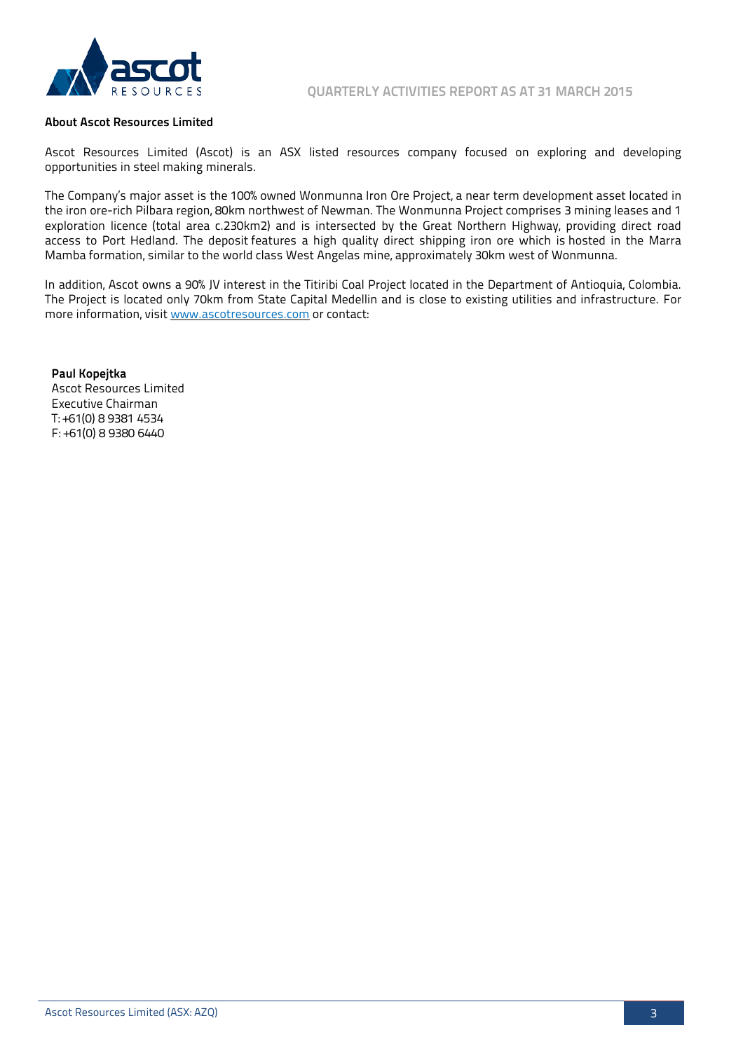**About Ascot Resources Limited**

Ascot Resources Limited (Ascot) is an ASX listed resources company focused on exploring and developing opportunities in steel making minerals.

The Company's major asset is the 100% owned Wonmunna Iron Ore Project, a near term development asset located in the iron ore-rich Pilbara region, 80km northwest of Newman. The Wonmunna Project comprises 3 mining leases and 1 exploration licence (total area c.230km2) and is intersected by the Great Northern Highway, providing direct road access to Port Hedland. The deposit features a high quality direct shipping iron ore which is hosted in the Marra Mamba formation, similar to the world class West Angelas mine, approximately 30km west of Wonmunna.

In addition, Ascot owns a 90% JV interest in the Titiribi Coal Project located in the Department of Antioquia, Colombia. The Project is located only 70km from State Capital Medellin and is close to existing utilities and infrastructure. For more information, visit www.ascotresources.com or contact:

**Paul Kopejtka**
Ascot Resources Limited
Executive Chairman
T: +61(0) 8 9381 4534
F: +61(0) 8 9380 6440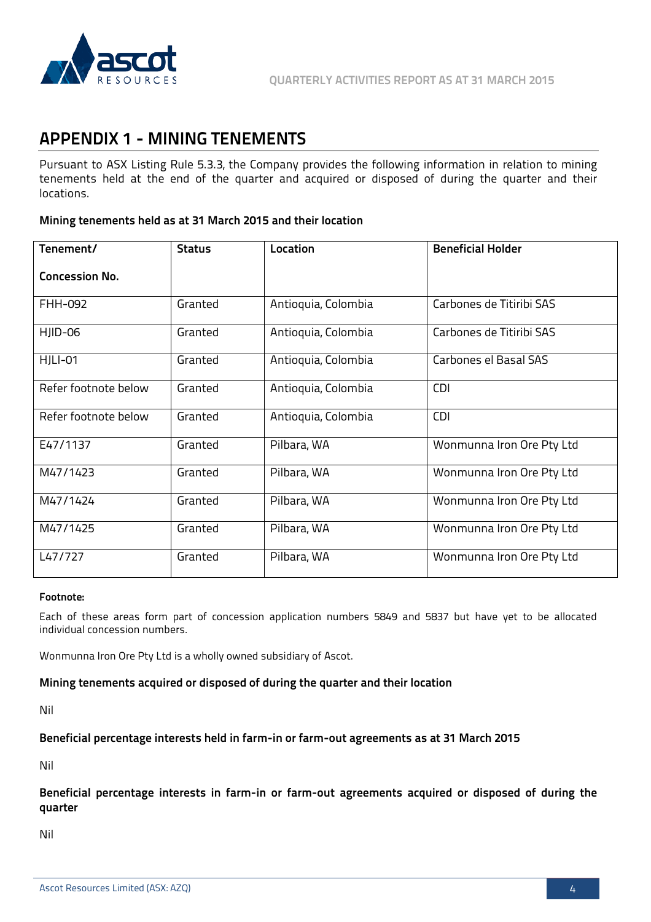# APPENDIX 1 - MINING TENEMENTS

Pursuant to ASX Listing Rule 5.3.3, the Company provides the following information in relation to mining tenements held at the end of the quarter and acquired or disposed of during the quarter and their locations.

**Mining tenements held as at 31 March 2015 and their location**

| Tenement/ Concession No. | Status | Location | Beneficial Holder |
|---|---|---|---|
| FHH-092 | Granted | Antioquia, Colombia | Carbones de Titiribi SAS |
| HJID-06 | Granted | Antioquia, Colombia | Carbones de Titiribi SAS |
| HJLI-01 | Granted | Antioquia, Colombia | Carbones el Basal SAS |
| Refer footnote below | Granted | Antioquia, Colombia | CDI |
| Refer footnote below | Granted | Antioquia, Colombia | CDI |
| E47/1137 | Granted | Pilbara, WA | Wonmunna Iron Ore Pty Ltd |
| M47/1423 | Granted | Pilbara, WA | Wonmunna Iron Ore Pty Ltd |
| M47/1424 | Granted | Pilbara, WA | Wonmunna Iron Ore Pty Ltd |
| M47/1425 | Granted | Pilbara, WA | Wonmunna Iron Ore Pty Ltd |
| L47/727 | Granted | Pilbara, WA | Wonmunna Iron Ore Pty Ltd |

**Footnote:**

Each of these areas form part of concession application numbers 5849 and 5837 but have yet to be allocated individual concession numbers.

Wonmunna Iron Ore Pty Ltd is a wholly owned subsidiary of Ascot.

**Mining tenements acquired or disposed of during the quarter and their location**

Nil

**Beneficial percentage interests held in farm-in or farm-out agreements as at 31 March 2015**

Nil

**Beneficial percentage interests in farm-in or farm-out agreements acquired or disposed of during the quarter**

Nil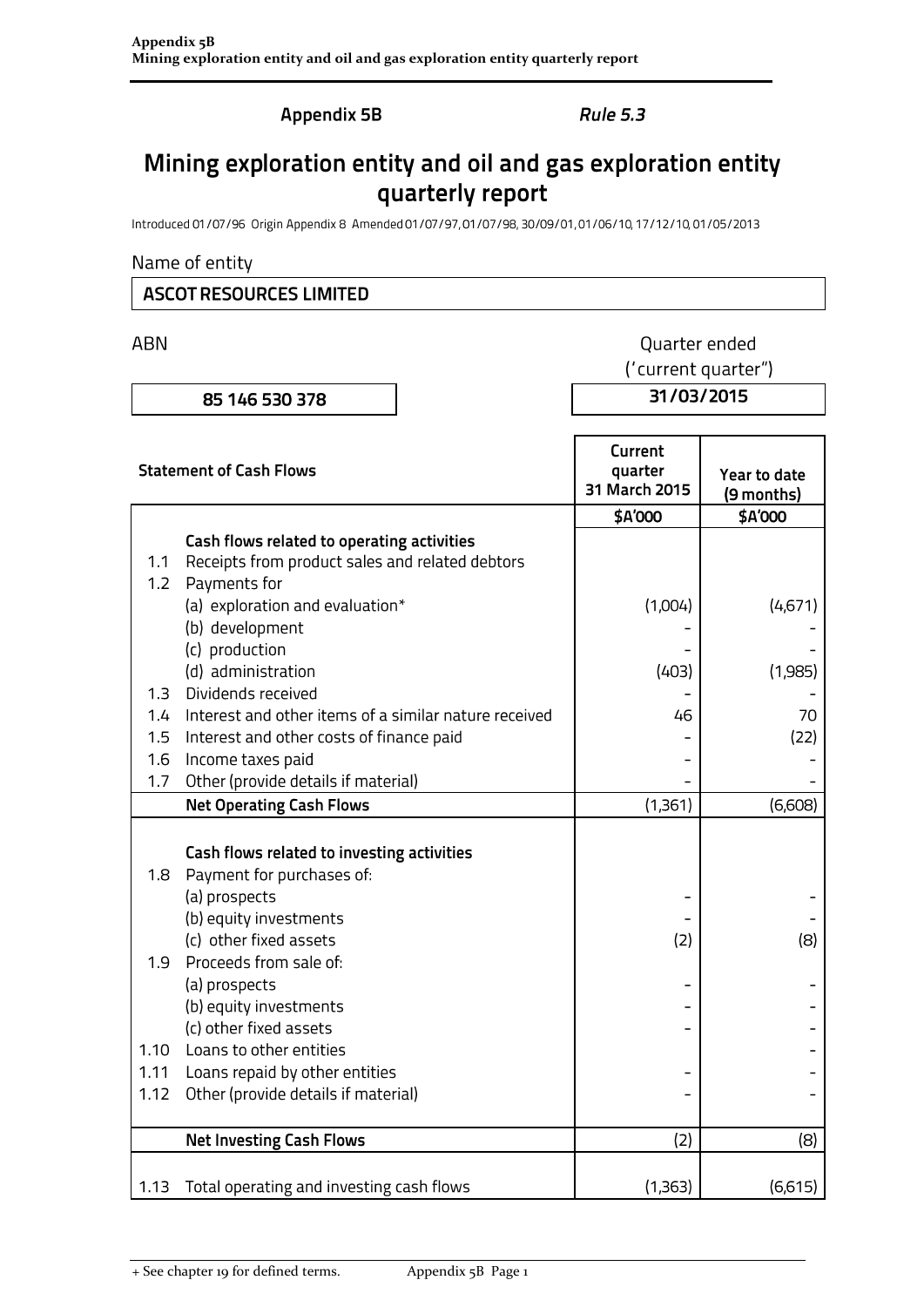**Appendix 5B** *Rule 5.3*

# Mining exploration entity and oil and gas exploration entity quarterly report

Introduced 01/07/96 Origin Appendix 8 Amended 01/07/97, 01/07/98, 30/09/01, 01/06/10, 17/12/10, 01/05/2013

Name of entity

| ASCOT RESOURCES LIMITED |
|---|

| ABN | Quarter ended ('current quarter") |
|---|---|
| 85 146 530 378 | 31/03/2015 |

| | Statement of Cash Flows | Current quarter 31 March 2015 | Year to date (9 months) |
|---|---|---|---|
| | | $A'000 | $A'000 |
| | **Cash flows related to operating activities** | | |
| 1.1 | Receipts from product sales and related debtors | | |
| 1.2 | Payments for | | |
| | (a) exploration and evaluation* | (1,004) | (4,671) |
| | (b) development | - | - |
| | (c) production | - | - |
| | (d) administration | (403) | (1,985) |
| 1.3 | Dividends received | - | - |
| 1.4 | Interest and other items of a similar nature received | 46 | 70 |
| 1.5 | Interest and other costs of finance paid | - | (22) |
| 1.6 | Income taxes paid | - | - |
| 1.7 | Other (provide details if material) | - | - |
| | **Net Operating Cash Flows** | (1,361) | (6,608) |
| | **Cash flows related to investing activities** | | |
| 1.8 | Payment for purchases of: | | |
| | (a) prospects | - | - |
| | (b) equity investments | - | - |
| | (c) other fixed assets | (2) | (8) |
| 1.9 | Proceeds from sale of: | | |
| | (a) prospects | - | - |
| | (b) equity investments | - | - |
| | (c) other fixed assets | - | - |
| 1.10 | Loans to other entities | | - |
| 1.11 | Loans repaid by other entities | - | - |
| 1.12 | Other (provide details if material) | - | - |
| | **Net Investing Cash Flows** | (2) | (8) |
| 1.13 | Total operating and investing cash flows | (1,363) | (6,615) |

+ See chapter 19 for defined terms.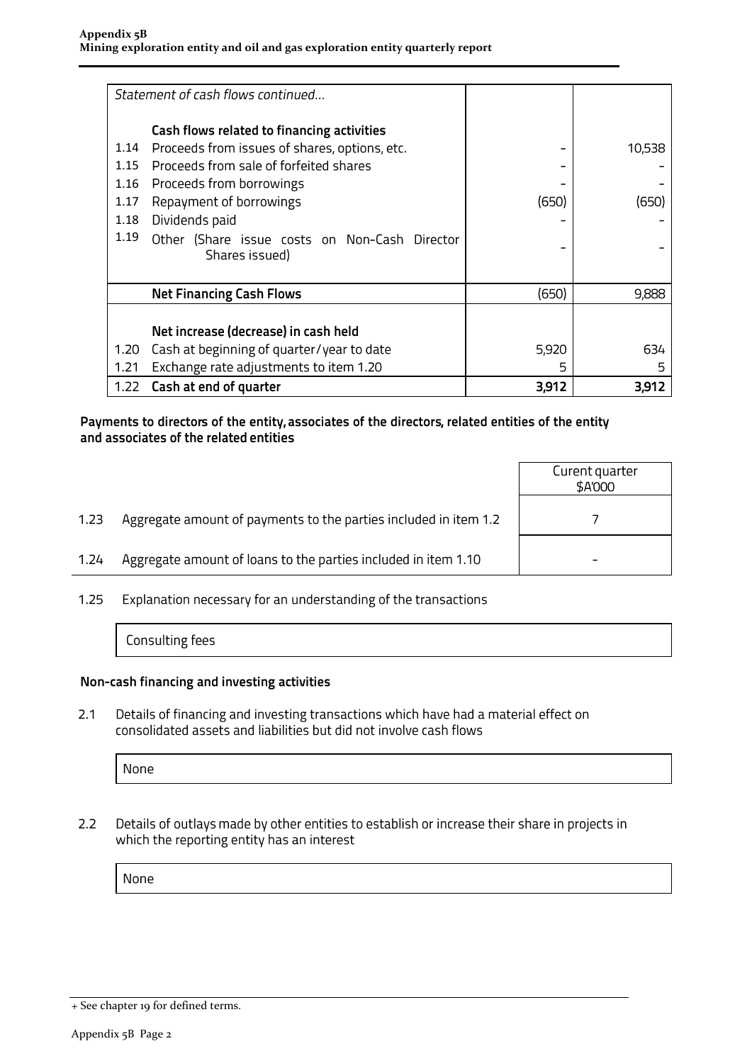| | *Statement of cash flows continued…* | | |
|---|---|---|---|
| | **Cash flows related to financing activities** | | |
| 1.14 | Proceeds from issues of shares, options, etc. | - | 10,538 |
| 1.15 | Proceeds from sale of forfeited shares | - | - |
| 1.16 | Proceeds from borrowings | - | - |
| 1.17 | Repayment of borrowings | (650) | (650) |
| 1.18 | Dividends paid | - | - |
| 1.19 | Other (Share issue costs on Non-Cash Director Shares issued) | - | - |
| | **Net Financing Cash Flows** | (650) | 9,888 |
| | **Net increase (decrease) in cash held** | | |
| 1.20 | Cash at beginning of quarter/year to date | 5,920 | 634 |
| 1.21 | Exchange rate adjustments to item 1.20 | 5 | 5 |
| 1.22 | **Cash at end of quarter** | **3,912** | **3,912** |

**Payments to directors of the entity, associates of the directors, related entities of the entity and associates of the related entities**

| | | Curent quarter $A'000 |
|---|---|---|
| 1.23 | Aggregate amount of payments to the parties included in item 1.2 | 7 |
| 1.24 | Aggregate amount of loans to the parties included in item 1.10 | - |

1.25 Explanation necessary for an understanding of the transactions

Consulting fees

**Non-cash financing and investing activities**

2.1 Details of financing and investing transactions which have had a material effect on consolidated assets and liabilities but did not involve cash flows

None

2.2 Details of outlays made by other entities to establish or increase their share in projects in which the reporting entity has an interest

None

+ See chapter 19 for defined terms.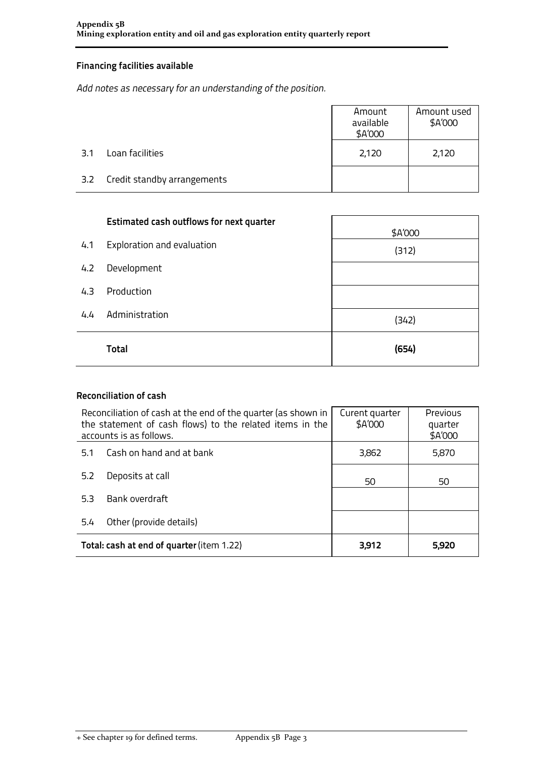## Financing facilities available

*Add notes as necessary for an understanding of the position.*

| | | Amount available $A'000 | Amount used $A'000 |
|---|---|---|---|
| 3.1 | Loan facilities | 2,120 | 2,120 |
| 3.2 | Credit standby arrangements | | |

| | **Estimated cash outflows for next quarter** | $A'000 |
|---|---|---|
| 4.1 | Exploration and evaluation | (312) |
| 4.2 | Development | |
| 4.3 | Production | |
| 4.4 | Administration | (342) |
| | **Total** | **(654)** |

## Reconciliation of cash

| Reconciliation of cash at the end of the quarter (as shown in the statement of cash flows) to the related items in the accounts is as follows. | | Curent quarter $A'000 | Previous quarter $A'000 |
|---|---|---|---|
| 5.1 | Cash on hand and at bank | 3,862 | 5,870 |
| 5.2 | Deposits at call | 50 | 50 |
| 5.3 | Bank overdraft | | |
| 5.4 | Other (provide details) | | |
| **Total: cash at end of quarter** (item 1.22) | | **3,912** | **5,920** |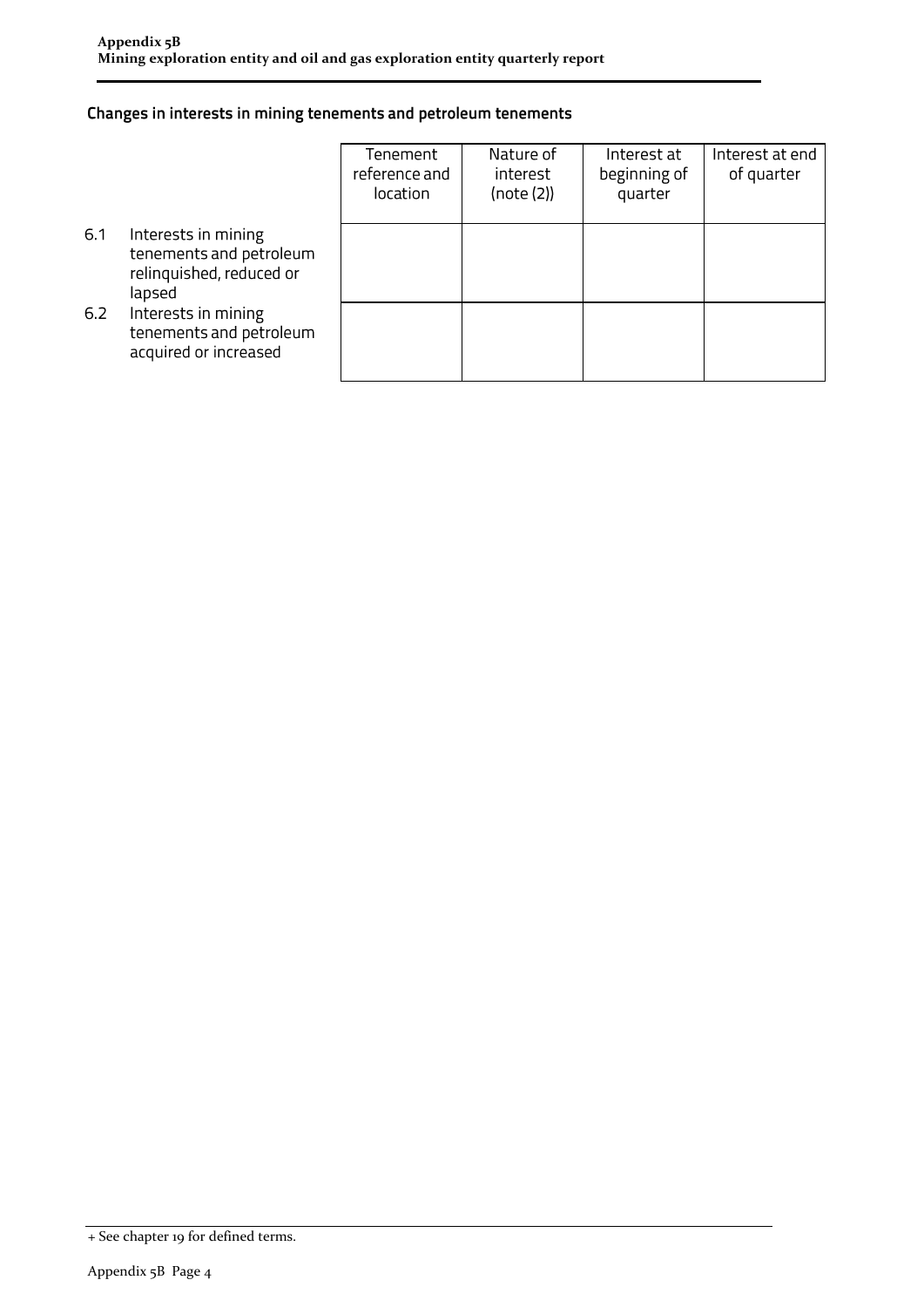## Changes in interests in mining tenements and petroleum tenements

| | | Tenement reference and location | Nature of interest (note (2)) | Interest at beginning of quarter | Interest at end of quarter |
|---|---|---|---|---|---|
| 6.1 | Interests in mining tenements and petroleum relinquished, reduced or lapsed | | | | |
| 6.2 | Interests in mining tenements and petroleum acquired or increased | | | | |

+ See chapter 19 for defined terms.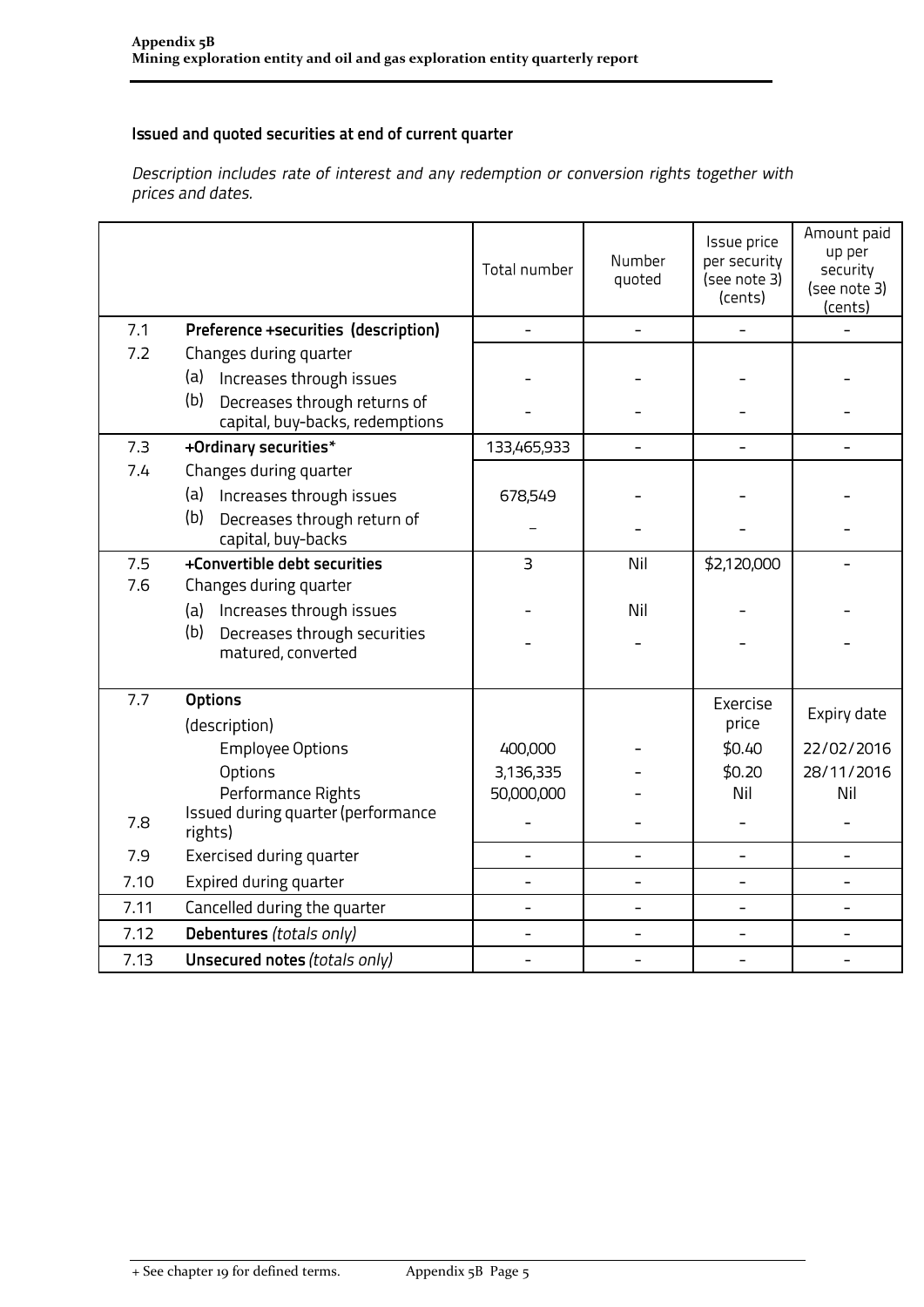## Issued and quoted securities at end of current quarter

*Description includes rate of interest and any redemption or conversion rights together with prices and dates.*

| | | Total number | Number quoted | Issue price per security (see note 3) (cents) | Amount paid up per security (see note 3) (cents) |
|---|---|---|---|---|---|
| 7.1 | **Preference +securities (description)** | - | - | - | - |
| 7.2 | Changes during quarter<br>(a) Increases through issues<br>(b) Decreases through returns of capital, buy-backs, redemptions | -<br>- | -<br>- | -<br>- | -<br>- |
| 7.3 | **+Ordinary securities*** | 133,465,933 | - | - | - |
| 7.4 | Changes during quarter<br>(a) Increases through issues<br>(b) Decreases through return of capital, buy-backs | 678,549<br>– | -<br>- | -<br>- | -<br>- |
| 7.5 | **+Convertible debt securities** | 3 | Nil | $2,120,000 | - |
| 7.6 | Changes during quarter<br>(a) Increases through issues<br>(b) Decreases through securities matured, converted | -<br>- | Nil<br>- | -<br>- | -<br>- |
| 7.7 | **Options**<br>(description)<br>Employee Options<br>Options<br>Performance Rights | <br><br>400,000<br>3,136,335<br>50,000,000 | <br><br>-<br>-<br>- | Exercise price<br><br>$0.40<br>$0.20<br>Nil | Expiry date<br><br>22/02/2016<br>28/11/2016<br>Nil |
| 7.8 | Issued during quarter (performance rights) | - | - | - | - |
| 7.9 | Exercised during quarter | - | - | - | - |
| 7.10 | Expired during quarter | - | - | - | - |
| 7.11 | Cancelled during the quarter | - | - | - | - |
| 7.12 | **Debentures** *(totals only)* | - | - | - | - |
| 7.13 | **Unsecured notes** *(totals only)* | - | - | - | - |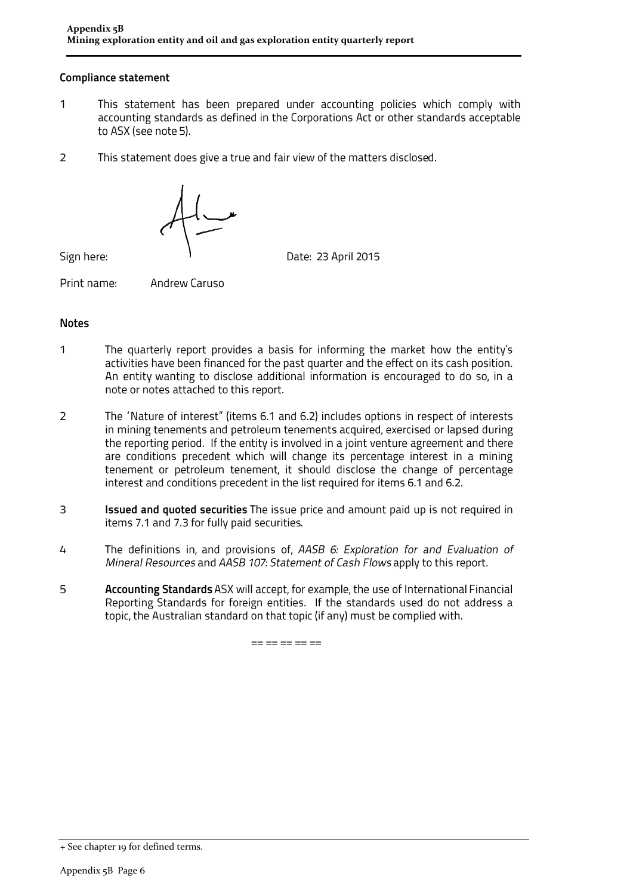## Compliance statement

1 This statement has been prepared under accounting policies which comply with accounting standards as defined in the Corporations Act or other standards acceptable to ASX (see note 5).

2 This statement does give a true and fair view of the matters disclosed.

Sign here: Date: 23 April 2015

Print name: Andrew Caruso

## Notes

1 The quarterly report provides a basis for informing the market how the entity's activities have been financed for the past quarter and the effect on its cash position. An entity wanting to disclose additional information is encouraged to do so, in a note or notes attached to this report.

2 The 'Nature of interest" (items 6.1 and 6.2) includes options in respect of interests in mining tenements and petroleum tenements acquired, exercised or lapsed during the reporting period. If the entity is involved in a joint venture agreement and there are conditions precedent which will change its percentage interest in a mining tenement or petroleum tenement, it should disclose the change of percentage interest and conditions precedent in the list required for items 6.1 and 6.2.

3 **Issued and quoted securities** The issue price and amount paid up is not required in items 7.1 and 7.3 for fully paid securities.

4 The definitions in, and provisions of, *AASB 6: Exploration for and Evaluation of Mineral Resources* and *AASB 107: Statement of Cash Flows* apply to this report.

5 **Accounting Standards** ASX will accept, for example, the use of International Financial Reporting Standards for foreign entities. If the standards used do not address a topic, the Australian standard on that topic (if any) must be complied with.

== == == == ==

+ See chapter 19 for defined terms.